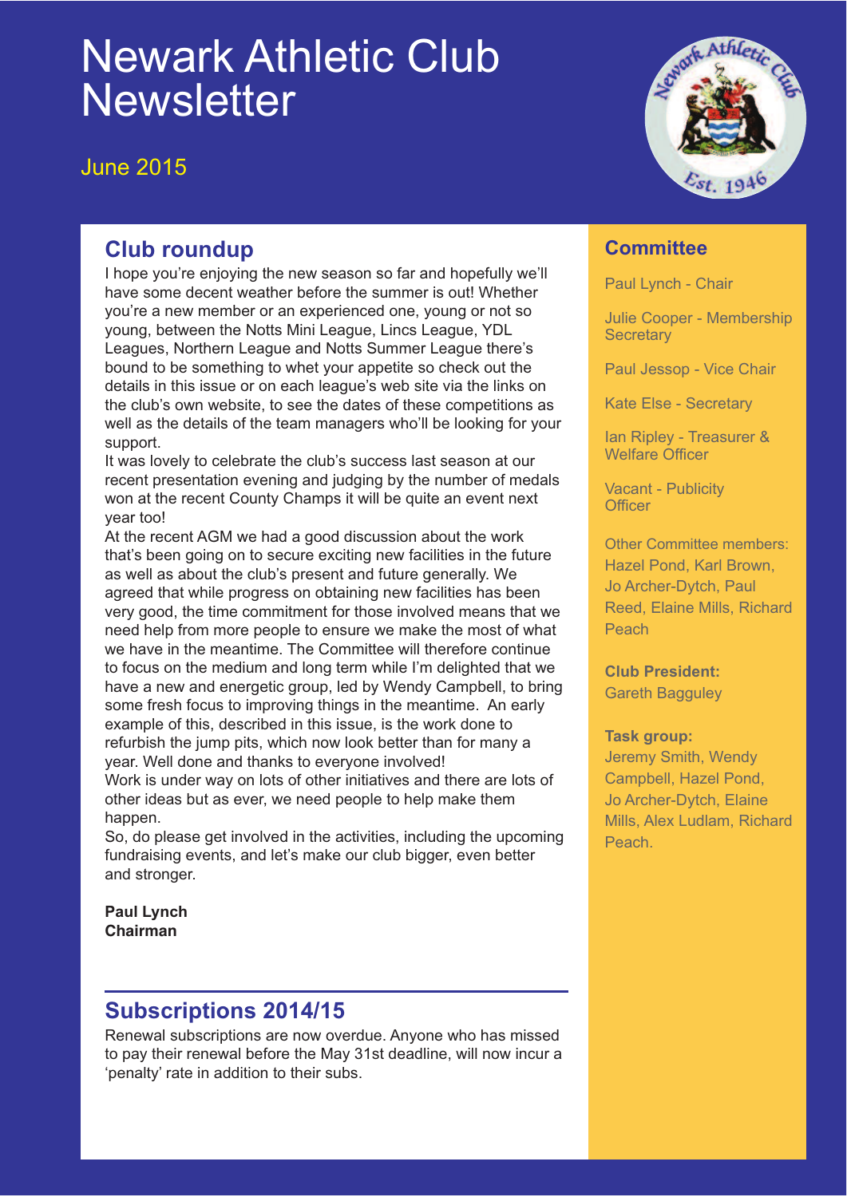# Newark Athletic Club Newsletter

June 2015

## Club roundup

I hope you're enjoying the new season so far and hopefully we'll have some decent weather before the summer is out! Whether you're a new member or an experienced one, young or not so young, between the Notts Mini League, Lincs League, YDL Leagues, Northern League and Notts Summer League there's bound to be something to whet your appetite so check out the details in this issue or on each league's web site via the links on the club's own website, to see the dates of these competitions as well as the details of the team managers who'll be looking for your support.

It was lovely to celebrate the club's success last season at our recent presentation evening and judging by the number of medals won at the recent County Champs it will be quite an event next year too!

At the recent AGM we had a good discussion about the work that's been going on to secure exciting new facilities in the future as well as about the club's present and future generally. We agreed that while progress on obtaining new facilities has been very good, the time commitment for those involved means that we need help from more people to ensure we make the most of what we have in the meantime. The Committee will therefore continue to focus on the medium and long term while I'm delighted that we have a new and energetic group, led by Wendy Campbell, to bring some fresh focus to improving things in the meantime. An early example of this, described in this issue, is the work done to refurbish the jump pits, which now look better than for many a year. Well done and thanks to everyone involved!

Work is under way on lots of other initiatives and there are lots of other ideas but as ever, we need people to help make them happen.

So, do please get involved in the activities, including the upcoming fundraising events, and let's make our club bigger, even better and stronger.

**Paul Lynch**
**Chairman**

## Subscriptions 2014/15

Renewal subscriptions are now overdue. Anyone who has missed to pay their renewal before the May 31st deadline, will now incur a 'penalty' rate in addition to their subs.

## Committee

Paul Lynch - Chair

Julie Cooper - Membership Secretary

Paul Jessop - Vice Chair

Kate Else - Secretary

Ian Ripley - Treasurer & Welfare Officer

Vacant - Publicity Officer

Other Committee members: Hazel Pond, Karl Brown, Jo Archer-Dytch, Paul Reed, Elaine Mills, Richard Peach

**Club President:**
Gareth Bagguley

**Task group:**
Jeremy Smith, Wendy Campbell, Hazel Pond, Jo Archer-Dytch, Elaine Mills, Alex Ludlam, Richard Peach.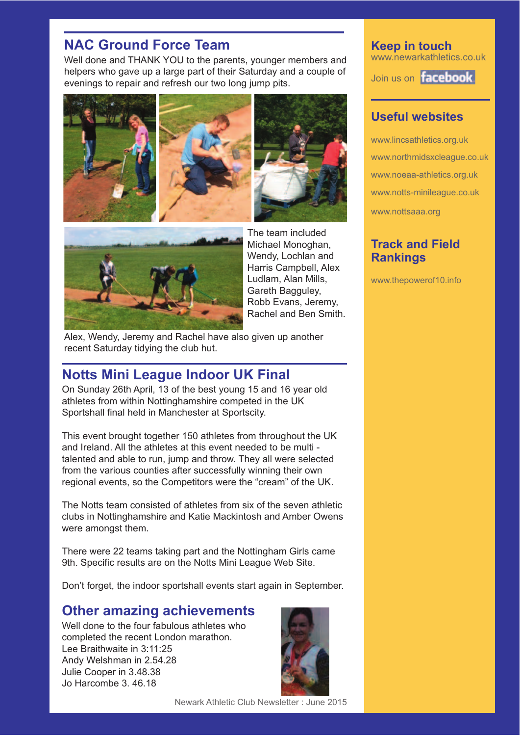## NAC Ground Force Team

Well done and THANK YOU to the parents, younger members and helpers who gave up a large part of their Saturday and a couple of evenings to repair and refresh our two long jump pits.

The team included Michael Monoghan, Wendy, Lochlan and Harris Campbell, Alex Ludlam, Alan Mills, Gareth Bagguley, Robb Evans, Jeremy, Rachel and Ben Smith.

Alex, Wendy, Jeremy and Rachel have also given up another recent Saturday tidying the club hut.

## Notts Mini League Indoor UK Final

On Sunday 26th April, 13 of the best young 15 and 16 year old athletes from within Nottinghamshire competed in the UK Sportshall final held in Manchester at Sportscity.

This event brought together 150 athletes from throughout the UK and Ireland. All the athletes at this event needed to be multi - talented and able to run, jump and throw. They all were selected from the various counties after successfully winning their own regional events, so the Competitors were the "cream" of the UK.

The Notts team consisted of athletes from six of the seven athletic clubs in Nottinghamshire and Katie Mackintosh and Amber Owens were amongst them.

There were 22 teams taking part and the Nottingham Girls came 9th. Specific results are on the Notts Mini League Web Site.

Don't forget, the indoor sportshall events start again in September.

## Other amazing achievements

Well done to the four fabulous athletes who completed the recent London marathon.

Lee Braithwaite in 3:11:25
Andy Welshman in 2.54.28
Julie Cooper in 3.48.38
Jo Harcombe 3. 46.18

## Keep in touch

www.newarkathletics.co.uk

Join us on facebook

## Useful websites

www.lincsathletics.org.uk

www.northmidsxcleague.co.uk

www.noeaa-athletics.org.uk

www.notts-minileague.co.uk

www.nottsaaa.org

## Track and Field Rankings

www.thepowerof10.info

Newark Athletic Club Newsletter : June 2015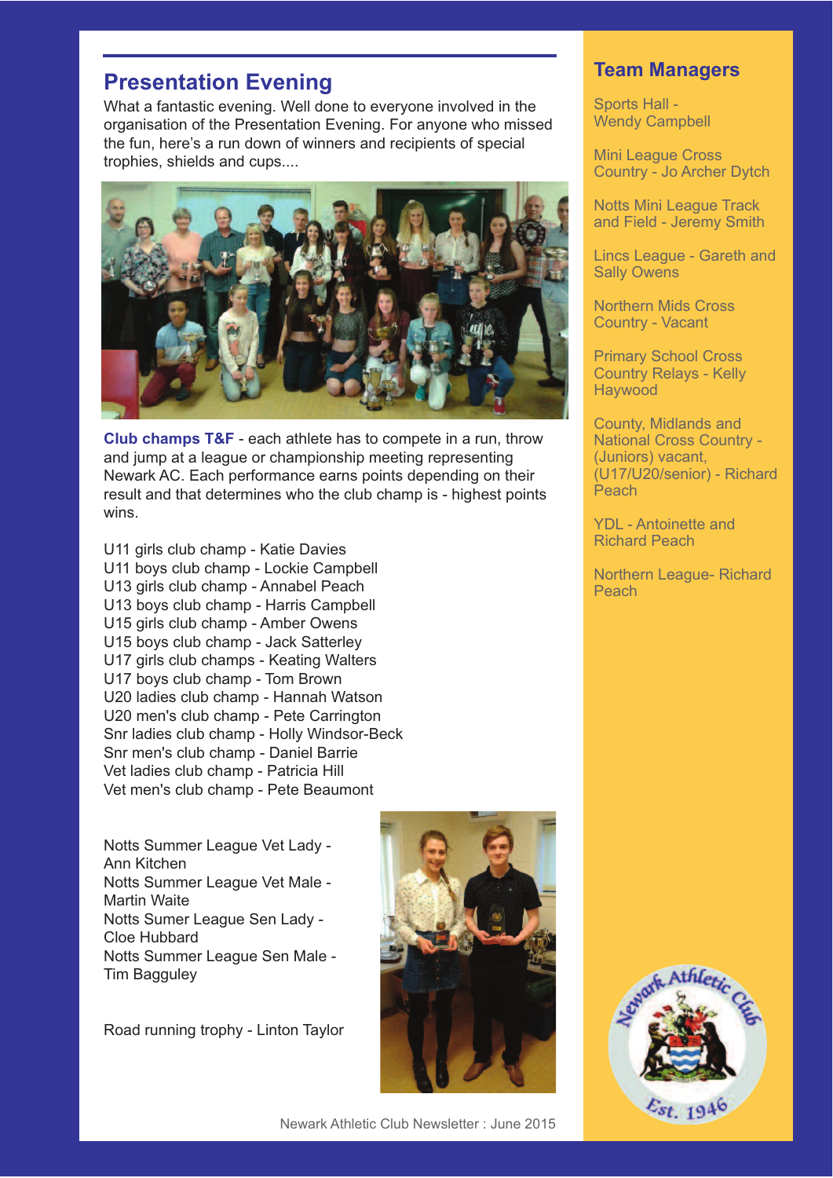## Presentation Evening

What a fantastic evening. Well done to everyone involved in the organisation of the Presentation Evening. For anyone who missed the fun, here's a run down of winners and recipients of special trophies, shields and cups....

**Club champs T&F** - each athlete has to compete in a run, throw and jump at a league or championship meeting representing Newark AC. Each performance earns points depending on their result and that determines who the club champ is - highest points wins.

U11 girls club champ - Katie Davies
U11 boys club champ - Lockie Campbell
U13 girls club champ - Annabel Peach
U13 boys club champ - Harris Campbell
U15 girls club champ - Amber Owens
U15 boys club champ - Jack Satterley
U17 girls club champs - Keating Walters
U17 boys club champ - Tom Brown
U20 ladies club champ - Hannah Watson
U20 men's club champ - Pete Carrington
Snr ladies club champ - Holly Windsor-Beck
Snr men's club champ - Daniel Barrie
Vet ladies club champ - Patricia Hill
Vet men's club champ - Pete Beaumont

Notts Summer League Vet Lady - Ann Kitchen
Notts Summer League Vet Male - Martin Waite
Notts Sumer League Sen Lady - Cloe Hubbard
Notts Summer League Sen Male - Tim Bagguley

Road running trophy - Linton Taylor

## Team Managers

Sports Hall - Wendy Campbell

Mini League Cross Country - Jo Archer Dytch

Notts Mini League Track and Field - Jeremy Smith

Lincs League - Gareth and Sally Owens

Northern Mids Cross Country - Vacant

Primary School Cross Country Relays - Kelly Haywood

County, Midlands and National Cross Country - (Juniors) vacant, (U17/U20/senior) - Richard Peach

YDL - Antoinette and Richard Peach

Northern League- Richard Peach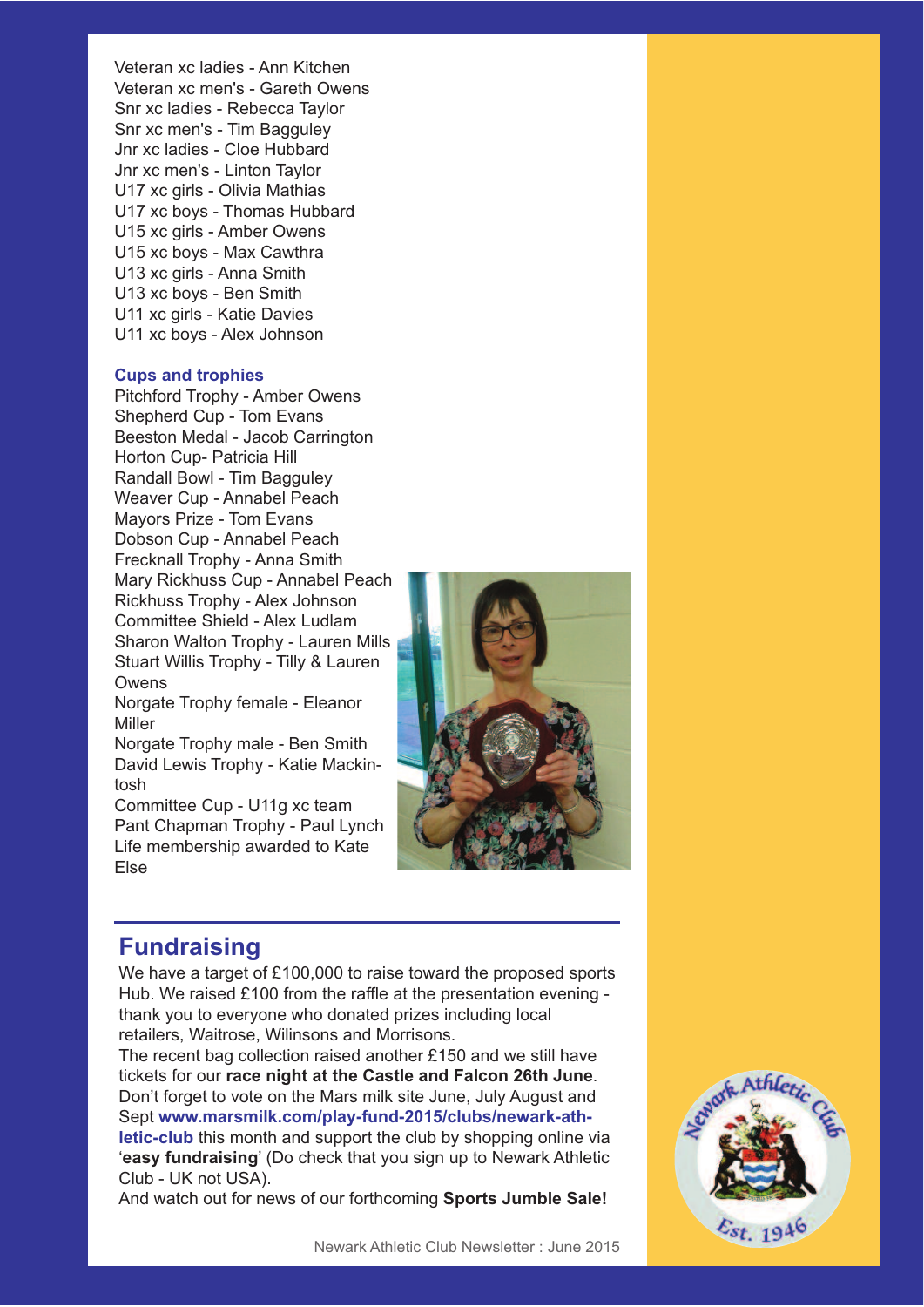Veteran xc ladies - Ann Kitchen
Veteran xc men's - Gareth Owens
Snr xc ladies - Rebecca Taylor
Snr xc men's - Tim Bagguley
Jnr xc ladies - Cloe Hubbard
Jnr xc men's - Linton Taylor
U17 xc girls - Olivia Mathias
U17 xc boys - Thomas Hubbard
U15 xc girls - Amber Owens
U15 xc boys - Max Cawthra
U13 xc girls - Anna Smith
U13 xc boys - Ben Smith
U11 xc girls - Katie Davies
U11 xc boys - Alex Johnson

### Cups and trophies

Pitchford Trophy - Amber Owens
Shepherd Cup - Tom Evans
Beeston Medal - Jacob Carrington
Horton Cup- Patricia Hill
Randall Bowl - Tim Bagguley
Weaver Cup - Annabel Peach
Mayors Prize - Tom Evans
Dobson Cup - Annabel Peach
Frecknall Trophy - Anna Smith
Mary Rickhuss Cup - Annabel Peach
Rickhuss Trophy - Alex Johnson
Committee Shield - Alex Ludlam
Sharon Walton Trophy - Lauren Mills
Stuart Willis Trophy - Tilly & Lauren Owens
Norgate Trophy female - Eleanor Miller
Norgate Trophy male - Ben Smith
David Lewis Trophy - Katie Mackintosh
Committee Cup - U11g xc team
Pant Chapman Trophy - Paul Lynch
Life membership awarded to Kate Else

## Fundraising

We have a target of £100,000 to raise toward the proposed sports Hub. We raised £100 from the raffle at the presentation evening - thank you to everyone who donated prizes including local retailers, Waitrose, Wilinsons and Morrisons.
The recent bag collection raised another £150 and we still have tickets for our **race night at the Castle and Falcon 26th June**.
Don't forget to vote on the Mars milk site June, July August and Sept **www.marsmilk.com/play-fund-2015/clubs/newark-athletic-club** this month and support the club by shopping online via '**easy fundraising**' (Do check that you sign up to Newark Athletic Club - UK not USA).
And watch out for news of our forthcoming **Sports Jumble Sale!**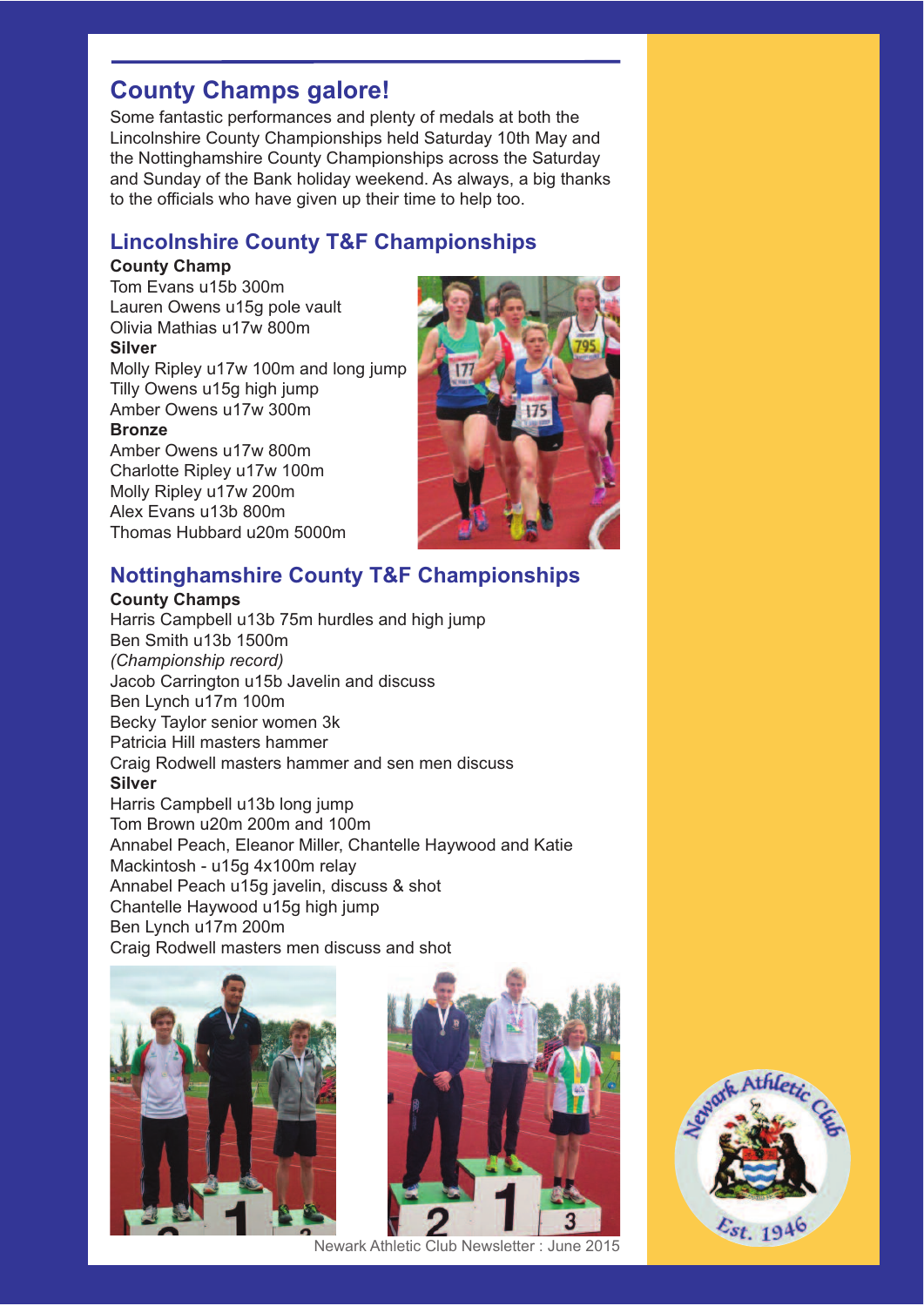## County Champs galore!

Some fantastic performances and plenty of medals at both the Lincolnshire County Championships held Saturday 10th May and the Nottinghamshire County Championships across the Saturday and Sunday of the Bank holiday weekend. As always, a big thanks to the officials who have given up their time to help too.

### Lincolnshire County T&F Championships

**County Champ**

Tom Evans u15b 300m
Lauren Owens u15g pole vault
Olivia Mathias u17w 800m

**Silver**

Molly Ripley u17w 100m and long jump
Tilly Owens u15g high jump
Amber Owens u17w 300m

**Bronze**

Amber Owens u17w 800m
Charlotte Ripley u17w 100m
Molly Ripley u17w 200m
Alex Evans u13b 800m
Thomas Hubbard u20m 5000m

### Nottinghamshire County T&F Championships

**County Champs**

Harris Campbell u13b 75m hurdles and high jump
Ben Smith u13b 1500m
*(Championship record)*
Jacob Carrington u15b Javelin and discuss
Ben Lynch u17m 100m
Becky Taylor senior women 3k
Patricia Hill masters hammer
Craig Rodwell masters hammer and sen men discuss

**Silver**

Harris Campbell u13b long jump
Tom Brown u20m 200m and 100m
Annabel Peach, Eleanor Miller, Chantelle Haywood and Katie Mackintosh - u15g 4x100m relay
Annabel Peach u15g javelin, discuss & shot
Chantelle Haywood u15g high jump
Ben Lynch u17m 200m
Craig Rodwell masters men discuss and shot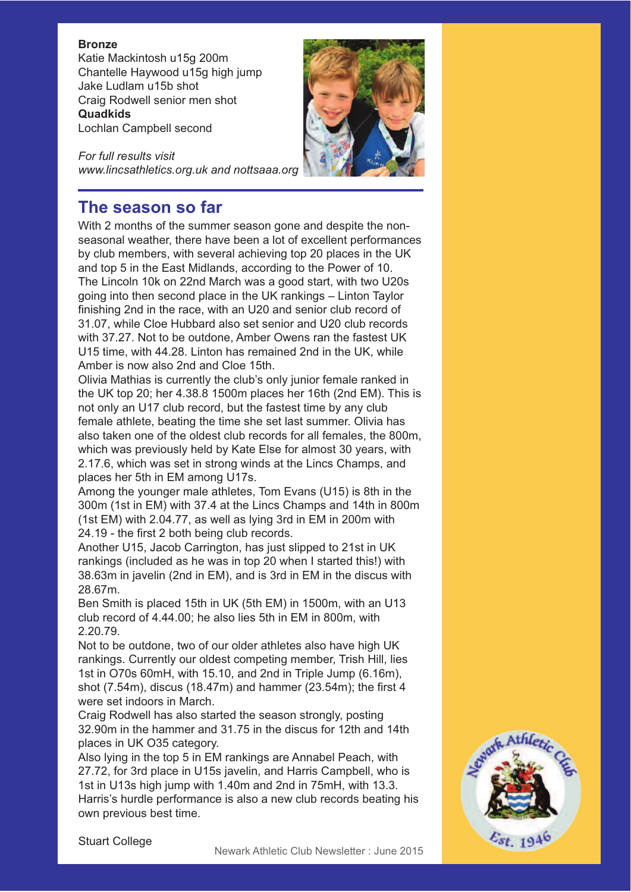**Bronze**
Katie Mackintosh u15g 200m
Chantelle Haywood u15g high jump
Jake Ludlam u15b shot
Craig Rodwell senior men shot
**Quadkids**
Lochlan Campbell second

*For full results visit www.lincsathletics.org.uk and nottsaaa.org*

## The season so far

With 2 months of the summer season gone and despite the non-seasonal weather, there have been a lot of excellent performances by club members, with several achieving top 20 places in the UK and top 5 in the East Midlands, according to the Power of 10.
The Lincoln 10k on 22nd March was a good start, with two U20s going into then second place in the UK rankings – Linton Taylor finishing 2nd in the race, with an U20 and senior club record of 31.07, while Cloe Hubbard also set senior and U20 club records with 37.27. Not to be outdone, Amber Owens ran the fastest UK U15 time, with 44.28. Linton has remained 2nd in the UK, while Amber is now also 2nd and Cloe 15th.
Olivia Mathias is currently the club's only junior female ranked in the UK top 20; her 4.38.8 1500m places her 16th (2nd EM). This is not only an U17 club record, but the fastest time by any club female athlete, beating the time she set last summer. Olivia has also taken one of the oldest club records for all females, the 800m, which was previously held by Kate Else for almost 30 years, with 2.17.6, which was set in strong winds at the Lincs Champs, and places her 5th in EM among U17s.
Among the younger male athletes, Tom Evans (U15) is 8th in the 300m (1st in EM) with 37.4 at the Lincs Champs and 14th in 800m (1st EM) with 2.04.77, as well as lying 3rd in EM in 200m with 24.19 - the first 2 both being club records.
Another U15, Jacob Carrington, has just slipped to 21st in UK rankings (included as he was in top 20 when I started this!) with 38.63m in javelin (2nd in EM), and is 3rd in EM in the discus with 28.67m.
Ben Smith is placed 15th in UK (5th EM) in 1500m, with an U13 club record of 4.44.00; he also lies 5th in EM in 800m, with 2.20.79.
Not to be outdone, two of our older athletes also have high UK rankings. Currently our oldest competing member, Trish Hill, lies 1st in O70s 60mH, with 15.10, and 2nd in Triple Jump (6.16m), shot (7.54m), discus (18.47m) and hammer (23.54m); the first 4 were set indoors in March.
Craig Rodwell has also started the season strongly, posting 32.90m in the hammer and 31.75 in the discus for 12th and 14th places in UK O35 category.
Also lying in the top 5 in EM rankings are Annabel Peach, with 27.72, for 3rd place in U15s javelin, and Harris Campbell, who is 1st in U13s high jump with 1.40m and 2nd in 75mH, with 13.3. Harris's hurdle performance is also a new club records beating his own previous best time.

Stuart College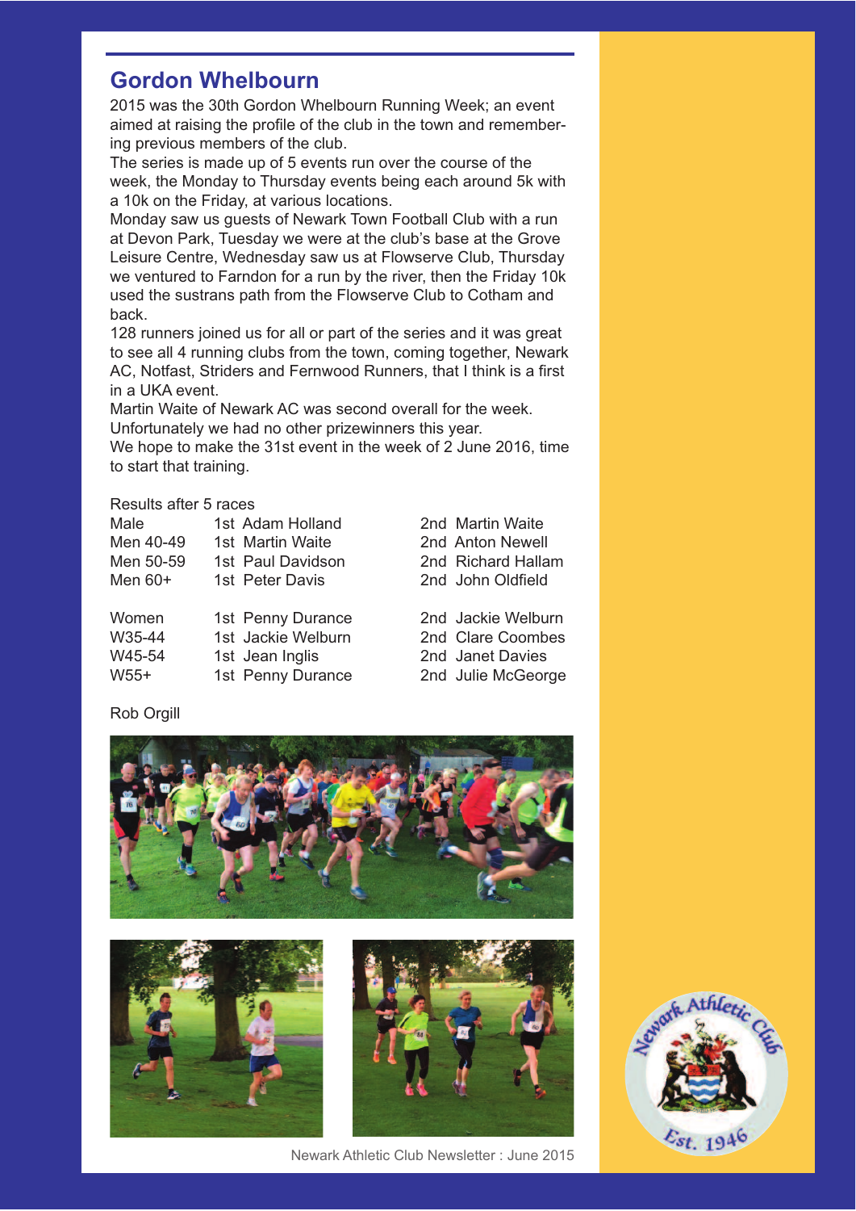## Gordon Whelbourn

2015 was the 30th Gordon Whelbourn Running Week; an event aimed at raising the profile of the club in the town and remembering previous members of the club.

The series is made up of 5 events run over the course of the week, the Monday to Thursday events being each around 5k with a 10k on the Friday, at various locations.

Monday saw us guests of Newark Town Football Club with a run at Devon Park, Tuesday we were at the club's base at the Grove Leisure Centre, Wednesday saw us at Flowserve Club, Thursday we ventured to Farndon for a run by the river, then the Friday 10k used the sustrans path from the Flowserve Club to Cotham and back.

128 runners joined us for all or part of the series and it was great to see all 4 running clubs from the town, coming together, Newark AC, Notfast, Striders and Fernwood Runners, that I think is a first in a UKA event.

Martin Waite of Newark AC was second overall for the week.

Unfortunately we had no other prizewinners this year.

We hope to make the 31st event in the week of 2 June 2016, time to start that training.

Results after 5 races

| | 1st | 2nd |
|---|---|---|
| Male | Adam Holland | Martin Waite |
| Men 40-49 | Martin Waite | Anton Newell |
| Men 50-59 | Paul Davidson | Richard Hallam |
| Men 60+ | Peter Davis | John Oldfield |
| Women | Penny Durance | Jackie Welburn |
| W35-44 | Jackie Welburn | Clare Coombes |
| W45-54 | Jean Inglis | Janet Davies |
| W55+ | Penny Durance | Julie McGeorge |

Rob Orgill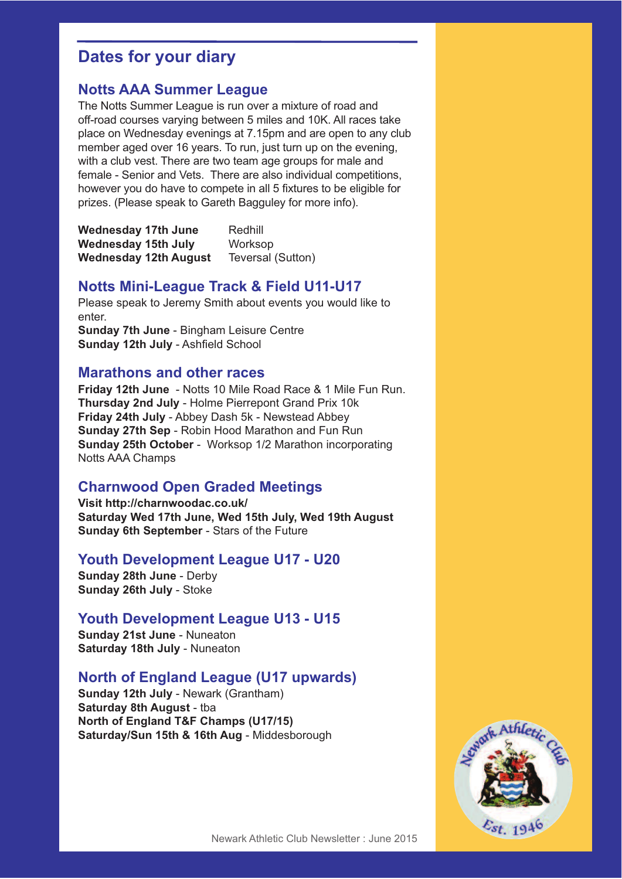# Dates for your diary

## Notts AAA Summer League

The Notts Summer League is run over a mixture of road and off-road courses varying between 5 miles and 10K. All races take place on Wednesday evenings at 7.15pm and are open to any club member aged over 16 years. To run, just turn up on the evening, with a club vest. There are two team age groups for male and female - Senior and Vets. There are also individual competitions, however you do have to compete in all 5 fixtures to be eligible for prizes. (Please speak to Gareth Bagguley for more info).

| | |
|---|---|
| **Wednesday 17th June** | Redhill |
| **Wednesday 15th July** | Worksop |
| **Wednesday 12th August** | Teversal (Sutton) |

## Notts Mini-League Track & Field U11-U17

Please speak to Jeremy Smith about events you would like to enter.
**Sunday 7th June** - Bingham Leisure Centre
**Sunday 12th July** - Ashfield School

## Marathons and other races

**Friday 12th June** - Notts 10 Mile Road Race & 1 Mile Fun Run.
**Thursday 2nd July** - Holme Pierrepont Grand Prix 10k
**Friday 24th July** - Abbey Dash 5k - Newstead Abbey
**Sunday 27th Sep** - Robin Hood Marathon and Fun Run
**Sunday 25th October** - Worksop 1/2 Marathon incorporating Notts AAA Champs

## Charnwood Open Graded Meetings

**Visit http://charnwoodac.co.uk/**
**Saturday Wed 17th June, Wed 15th July, Wed 19th August**
**Sunday 6th September** - Stars of the Future

## Youth Development League U17 - U20

**Sunday 28th June** - Derby
**Sunday 26th July** - Stoke

## Youth Development League U13 - U15

**Sunday 21st June** - Nuneaton
**Saturday 18th July** - Nuneaton

## North of England League (U17 upwards)

**Sunday 12th July** - Newark (Grantham)
**Saturday 8th August** - tba
**North of England T&F Champs (U17/15)**
**Saturday/Sun 15th & 16th Aug** - Middesborough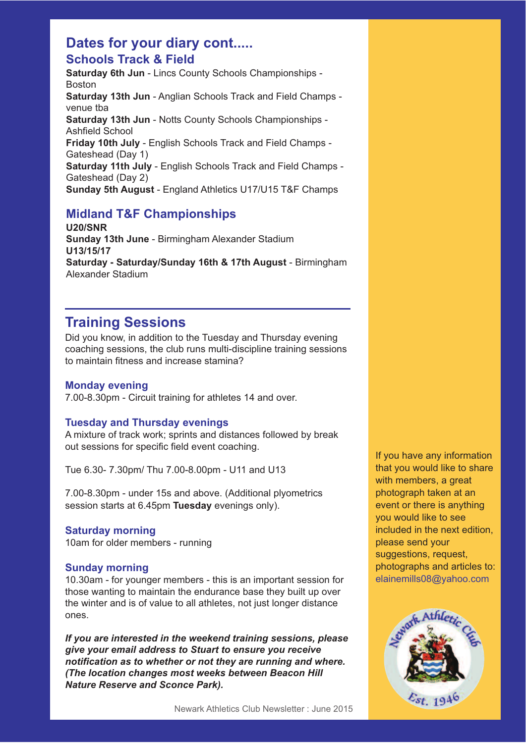## Dates for your diary cont.....

### Schools Track & Field

**Saturday 6th Jun** - Lincs County Schools Championships - Boston
**Saturday 13th Jun** - Anglian Schools Track and Field Champs - venue tba
**Saturday 13th Jun** - Notts County Schools Championships - Ashfield School
**Friday 10th July** - English Schools Track and Field Champs - Gateshead (Day 1)
**Saturday 11th July** - English Schools Track and Field Champs - Gateshead (Day 2)
**Sunday 5th August** - England Athletics U17/U15 T&F Champs

### Midland T&F Championships

**U20/SNR**
**Sunday 13th June** - Birmingham Alexander Stadium
**U13/15/17**
**Saturday - Saturday/Sunday 16th & 17th August** - Birmingham Alexander Stadium

## Training Sessions

Did you know, in addition to the Tuesday and Thursday evening coaching sessions, the club runs multi-discipline training sessions to maintain fitness and increase stamina?

### Monday evening

7.00-8.30pm - Circuit training for athletes 14 and over.

### Tuesday and Thursday evenings

A mixture of track work; sprints and distances followed by break out sessions for specific field event coaching.

Tue 6.30- 7.30pm/ Thu 7.00-8.00pm - U11 and U13

7.00-8.30pm - under 15s and above. (Additional plyometrics session starts at 6.45pm **Tuesday** evenings only).

### Saturday morning

10am for older members - running

### Sunday morning

10.30am - for younger members - this is an important session for those wanting to maintain the endurance base they built up over the winter and is of value to all athletes, not just longer distance ones.

***If you are interested in the weekend training sessions, please give your email address to Stuart to ensure you receive notification as to whether or not they are running and where. (The location changes most weeks between Beacon Hill Nature Reserve and Sconce Park).***

If you have any information that you would like to share with members, a great photograph taken at an event or there is anything you would like to see included in the next edition, please send your suggestions, request, photographs and articles to: elainemills08@yahoo.com

Newark Athletic Club
Est. 1946